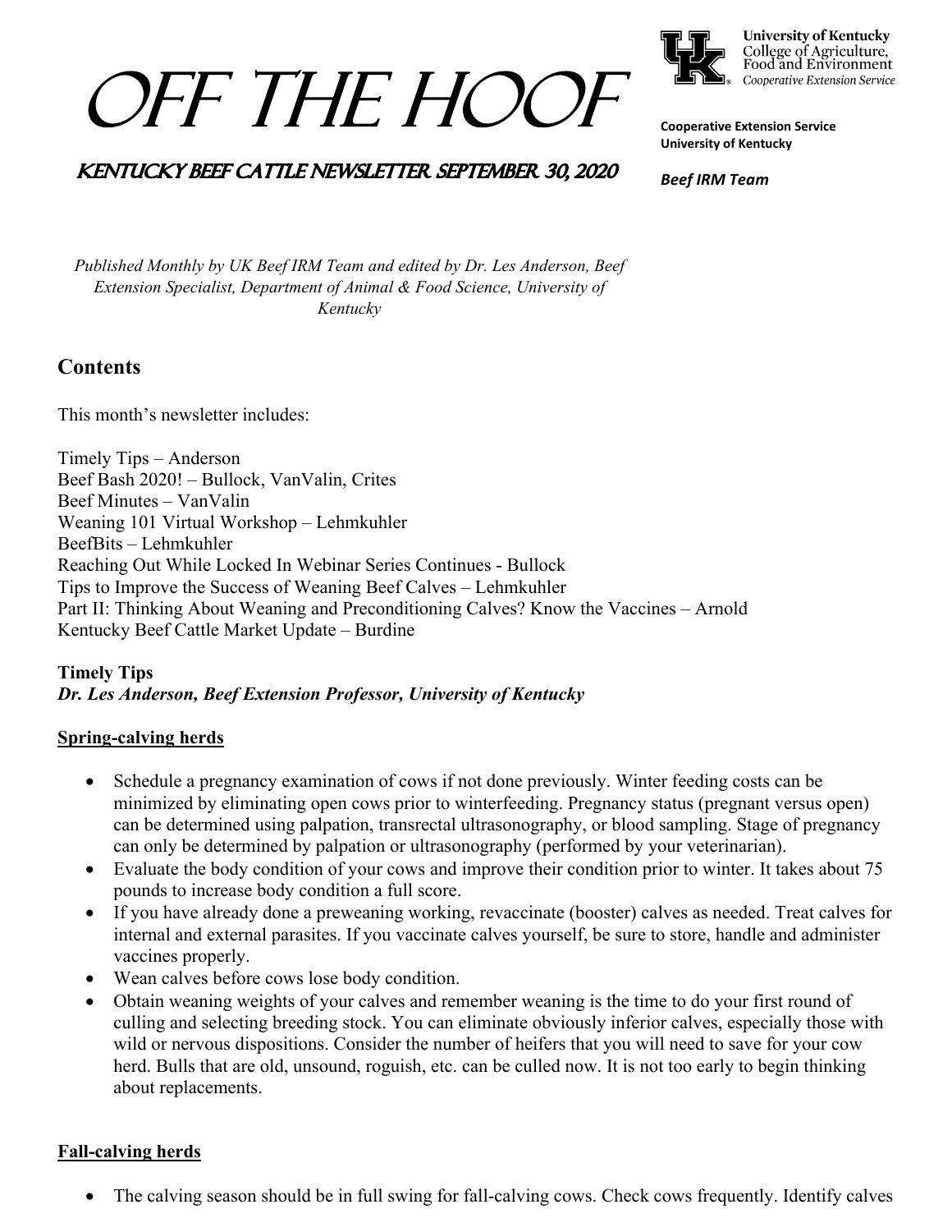# Off the Hoof

University of Kentucky
College of Agriculture, Food and Environment
Cooperative Extension Service

**Cooperative Extension Service**
**University of Kentucky**

## Kentucky Beef Cattle Newsletter September 30, 2020

***Beef IRM Team***

*Published Monthly by UK Beef IRM Team and edited by Dr. Les Anderson, Beef Extension Specialist, Department of Animal & Food Science, University of Kentucky*

## Contents

This month's newsletter includes:

Timely Tips – Anderson
Beef Bash 2020! – Bullock, VanValin, Crites
Beef Minutes – VanValin
Weaning 101 Virtual Workshop – Lehmkuhler
BeefBits – Lehmkuhler
Reaching Out While Locked In Webinar Series Continues - Bullock
Tips to Improve the Success of Weaning Beef Calves – Lehmkuhler
Part II: Thinking About Weaning and Preconditioning Calves? Know the Vaccines – Arnold
Kentucky Beef Cattle Market Update – Burdine

### Timely Tips

***Dr. Les Anderson, Beef Extension Professor, University of Kentucky***

#### Spring-calving herds

- Schedule a pregnancy examination of cows if not done previously. Winter feeding costs can be minimized by eliminating open cows prior to winterfeeding. Pregnancy status (pregnant versus open) can be determined using palpation, transrectal ultrasonography, or blood sampling. Stage of pregnancy can only be determined by palpation or ultrasonography (performed by your veterinarian).
- Evaluate the body condition of your cows and improve their condition prior to winter. It takes about 75 pounds to increase body condition a full score.
- If you have already done a preweaning working, revaccinate (booster) calves as needed. Treat calves for internal and external parasites. If you vaccinate calves yourself, be sure to store, handle and administer vaccines properly.
- Wean calves before cows lose body condition.
- Obtain weaning weights of your calves and remember weaning is the time to do your first round of culling and selecting breeding stock. You can eliminate obviously inferior calves, especially those with wild or nervous dispositions. Consider the number of heifers that you will need to save for your cow herd. Bulls that are old, unsound, roguish, etc. can be culled now. It is not too early to begin thinking about replacements.

#### Fall-calving herds

- The calving season should be in full swing for fall-calving cows. Check cows frequently. Identify calves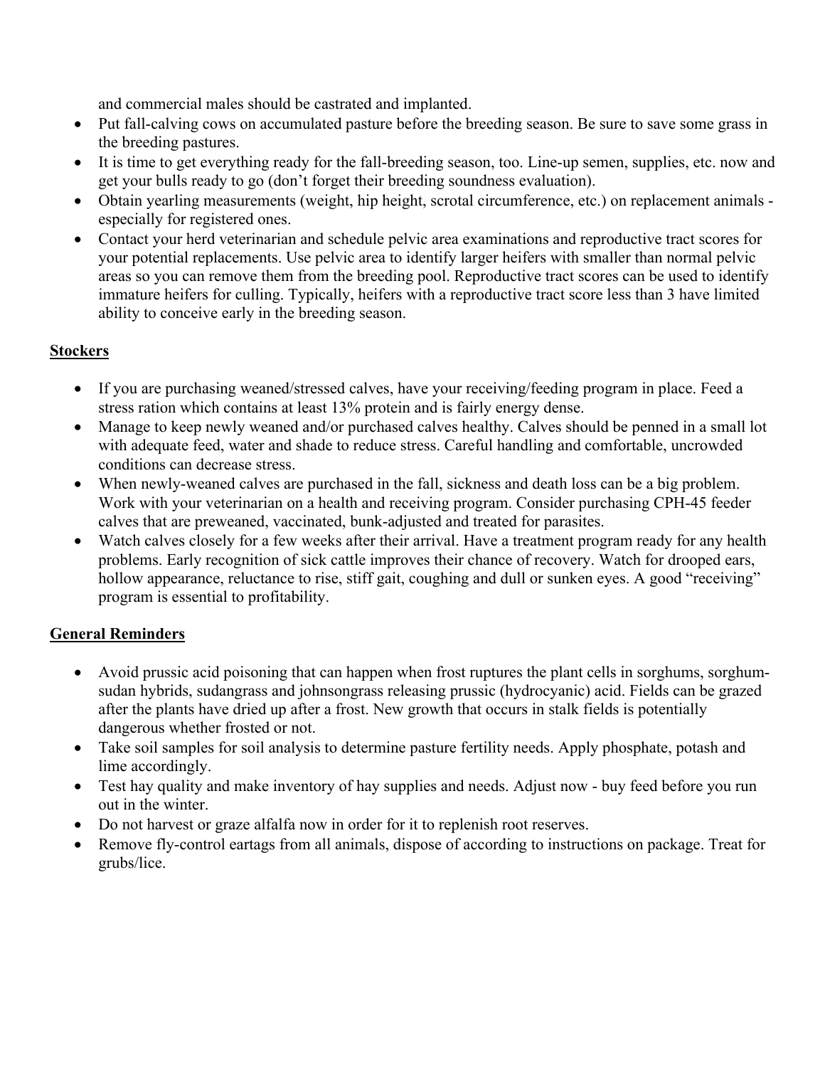and commercial males should be castrated and implanted.

- Put fall-calving cows on accumulated pasture before the breeding season. Be sure to save some grass in the breeding pastures.
- It is time to get everything ready for the fall-breeding season, too. Line-up semen, supplies, etc. now and get your bulls ready to go (don't forget their breeding soundness evaluation).
- Obtain yearling measurements (weight, hip height, scrotal circumference, etc.) on replacement animals - especially for registered ones.
- Contact your herd veterinarian and schedule pelvic area examinations and reproductive tract scores for your potential replacements. Use pelvic area to identify larger heifers with smaller than normal pelvic areas so you can remove them from the breeding pool. Reproductive tract scores can be used to identify immature heifers for culling. Typically, heifers with a reproductive tract score less than 3 have limited ability to conceive early in the breeding season.

## Stockers

- If you are purchasing weaned/stressed calves, have your receiving/feeding program in place. Feed a stress ration which contains at least 13% protein and is fairly energy dense.
- Manage to keep newly weaned and/or purchased calves healthy. Calves should be penned in a small lot with adequate feed, water and shade to reduce stress. Careful handling and comfortable, uncrowded conditions can decrease stress.
- When newly-weaned calves are purchased in the fall, sickness and death loss can be a big problem. Work with your veterinarian on a health and receiving program. Consider purchasing CPH-45 feeder calves that are preweaned, vaccinated, bunk-adjusted and treated for parasites.
- Watch calves closely for a few weeks after their arrival. Have a treatment program ready for any health problems. Early recognition of sick cattle improves their chance of recovery. Watch for drooped ears, hollow appearance, reluctance to rise, stiff gait, coughing and dull or sunken eyes. A good "receiving" program is essential to profitability.

## General Reminders

- Avoid prussic acid poisoning that can happen when frost ruptures the plant cells in sorghums, sorghum-sudan hybrids, sudangrass and johnsongrass releasing prussic (hydrocyanic) acid. Fields can be grazed after the plants have dried up after a frost. New growth that occurs in stalk fields is potentially dangerous whether frosted or not.
- Take soil samples for soil analysis to determine pasture fertility needs. Apply phosphate, potash and lime accordingly.
- Test hay quality and make inventory of hay supplies and needs. Adjust now - buy feed before you run out in the winter.
- Do not harvest or graze alfalfa now in order for it to replenish root reserves.
- Remove fly-control eartags from all animals, dispose of according to instructions on package. Treat for grubs/lice.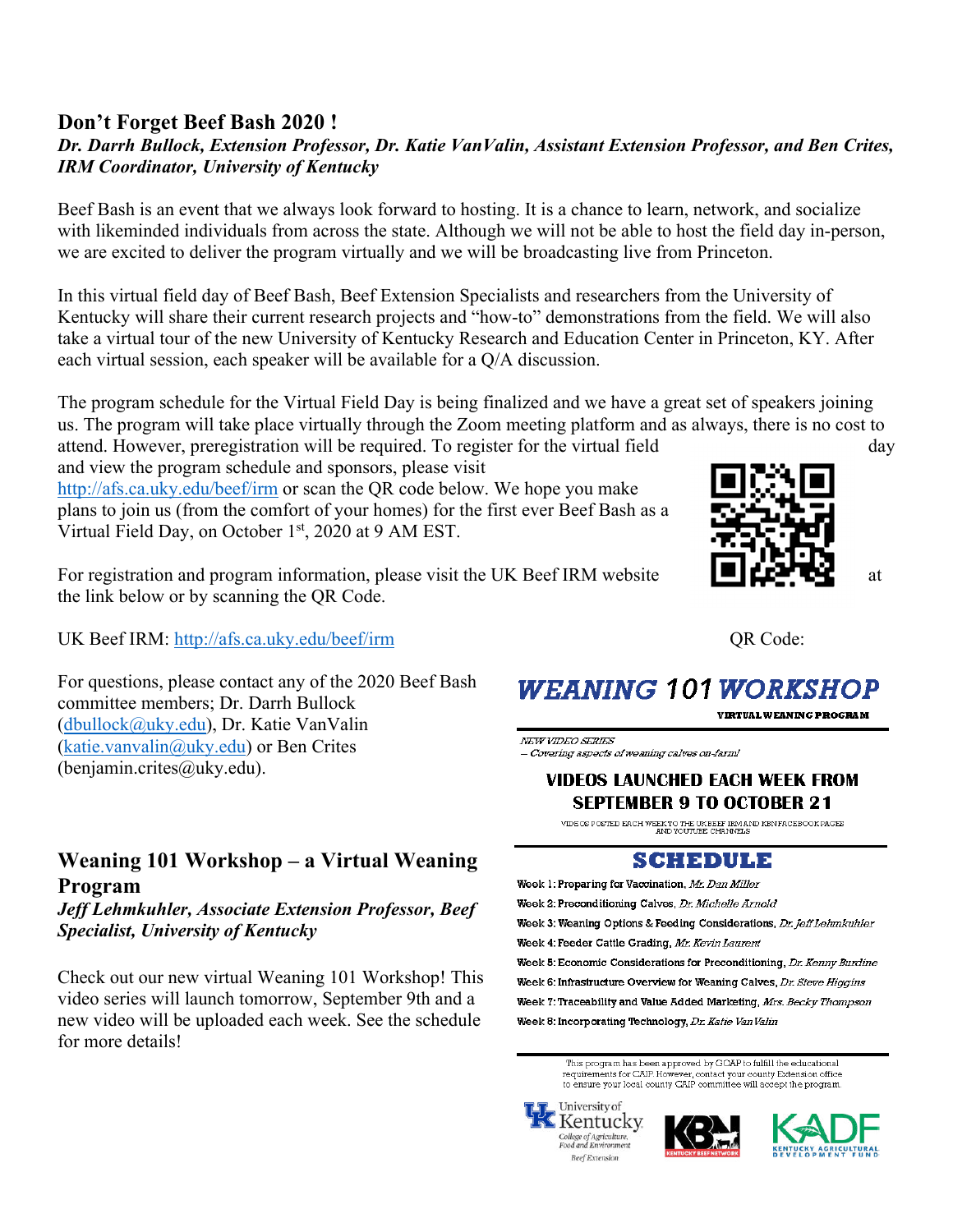## Don't Forget Beef Bash 2020 !

***Dr. Darrh Bullock, Extension Professor, Dr. Katie VanValin, Assistant Extension Professor, and Ben Crites, IRM Coordinator, University of Kentucky***

Beef Bash is an event that we always look forward to hosting. It is a chance to learn, network, and socialize with likeminded individuals from across the state. Although we will not be able to host the field day in-person, we are excited to deliver the program virtually and we will be broadcasting live from Princeton.

In this virtual field day of Beef Bash, Beef Extension Specialists and researchers from the University of Kentucky will share their current research projects and "how-to" demonstrations from the field. We will also take a virtual tour of the new University of Kentucky Research and Education Center in Princeton, KY. After each virtual session, each speaker will be available for a Q/A discussion.

The program schedule for the Virtual Field Day is being finalized and we have a great set of speakers joining us. The program will take place virtually through the Zoom meeting platform and as always, there is no cost to attend. However, preregistration will be required. To register for the virtual field day and view the program schedule and sponsors, please visit http://afs.ca.uky.edu/beef/irm or scan the QR code below. We hope you make plans to join us (from the comfort of your homes) for the first ever Beef Bash as a Virtual Field Day, on October 1st, 2020 at 9 AM EST.

For registration and program information, please visit the UK Beef IRM website at the link below or by scanning the QR Code.

UK Beef IRM: http://afs.ca.uky.edu/beef/irm

QR Code:

For questions, please contact any of the 2020 Beef Bash committee members; Dr. Darrh Bullock (dbullock@uky.edu), Dr. Katie VanValin (katie.vanvalin@uky.edu) or Ben Crites (benjamin.crites@uky.edu).

## Weaning 101 Workshop – a Virtual Weaning Program

***Jeff Lehmkuhler, Associate Extension Professor, Beef Specialist, University of Kentucky***

Check out our new virtual Weaning 101 Workshop! This video series will launch tomorrow, September 9th and a new video will be uploaded each week. See the schedule for more details!

### WEANING 101 WORKSHOP

VIRTUAL WEANING PROGRAM

*NEW VIDEO SERIES*
*– Covering aspects of weaning calves on-farm!*

**VIDEOS LAUNCHED EACH WEEK FROM SEPTEMBER 9 TO OCTOBER 21**

VIDEOS POSTED EACH WEEK TO THE UK BEEF IRM AND KBN FACEBOOK PAGES AND YOUTUBE CHANNELS

### SCHEDULE

- Week 1: Preparing for Vaccination, *Mr. Dan Miller*
- Week 2: Preconditioning Calves, *Dr. Michelle Arnold*
- Week 3: Weaning Options & Feeding Considerations, *Dr. Jeff Lehmkuhler*
- Week 4: Feeder Cattle Grading, *Mr. Kevin Laurent*
- Week 5: Economic Considerations for Preconditioning, *Dr. Kenny Burdine*
- Week 6: Infrastructure Overview for Weaning Calves, *Dr. Steve Higgins*
- Week 7: Traceability and Value Added Marketing, *Mrs. Becky Thompson*
- Week 8: Incorporating Technology, *Dr. Katie VanValin*

This program has been approved by GOAP to fulfill the educational requirements for CAIP. However, contact your county Extension office to ensure your local county CAIP committee will accept the program.

University of Kentucky College of Agriculture, Food and Environment Beef Extension | KENTUCKY BEEF NETWORK | KADF KENTUCKY AGRICULTURAL DEVELOPMENT FUND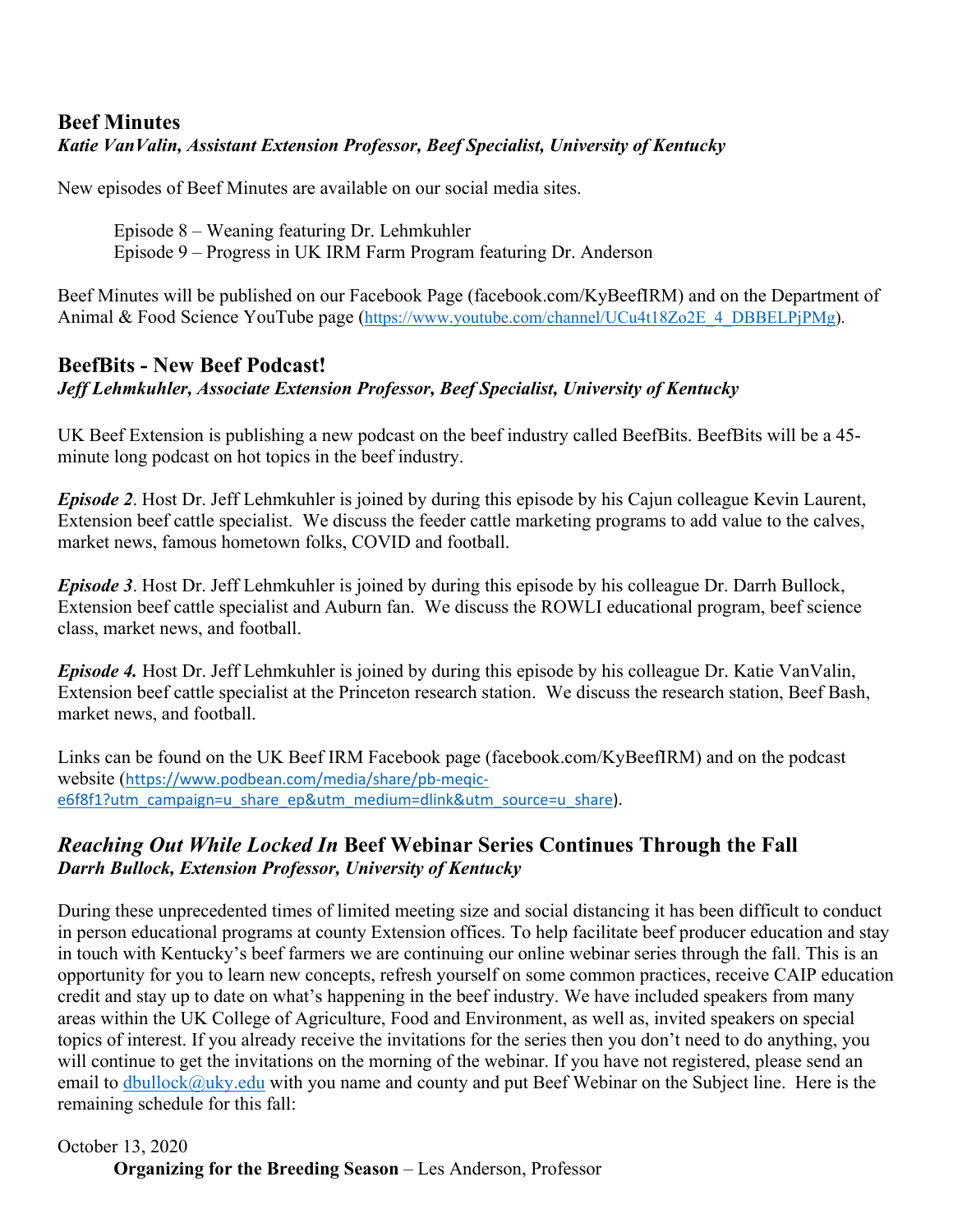## Beef Minutes

***Katie VanValin, Assistant Extension Professor, Beef Specialist, University of Kentucky***

New episodes of Beef Minutes are available on our social media sites.

Episode 8 – Weaning featuring Dr. Lehmkuhler
Episode 9 – Progress in UK IRM Farm Program featuring Dr. Anderson

Beef Minutes will be published on our Facebook Page (facebook.com/KyBeefIRM) and on the Department of Animal & Food Science YouTube page (https://www.youtube.com/channel/UCu4t18Zo2E_4_DBBELPjPMg).

## BeefBits - New Beef Podcast!

***Jeff Lehmkuhler, Associate Extension Professor, Beef Specialist, University of Kentucky***

UK Beef Extension is publishing a new podcast on the beef industry called BeefBits. BeefBits will be a 45-minute long podcast on hot topics in the beef industry.

***Episode 2***. Host Dr. Jeff Lehmkuhler is joined by during this episode by his Cajun colleague Kevin Laurent, Extension beef cattle specialist. We discuss the feeder cattle marketing programs to add value to the calves, market news, famous hometown folks, COVID and football.

***Episode 3***. Host Dr. Jeff Lehmkuhler is joined by during this episode by his colleague Dr. Darrh Bullock, Extension beef cattle specialist and Auburn fan. We discuss the ROWLI educational program, beef science class, market news, and football.

***Episode 4.*** Host Dr. Jeff Lehmkuhler is joined by during this episode by his colleague Dr. Katie VanValin, Extension beef cattle specialist at the Princeton research station. We discuss the research station, Beef Bash, market news, and football.

Links can be found on the UK Beef IRM Facebook page (facebook.com/KyBeefIRM) and on the podcast website (https://www.podbean.com/media/share/pb-meqic-e6f8f1?utm_campaign=u_share_ep&utm_medium=dlink&utm_source=u_share).

## *Reaching Out While Locked In* Beef Webinar Series Continues Through the Fall

***Darrh Bullock, Extension Professor, University of Kentucky***

During these unprecedented times of limited meeting size and social distancing it has been difficult to conduct in person educational programs at county Extension offices. To help facilitate beef producer education and stay in touch with Kentucky's beef farmers we are continuing our online webinar series through the fall. This is an opportunity for you to learn new concepts, refresh yourself on some common practices, receive CAIP education credit and stay up to date on what's happening in the beef industry. We have included speakers from many areas within the UK College of Agriculture, Food and Environment, as well as, invited speakers on special topics of interest. If you already receive the invitations for the series then you don't need to do anything, you will continue to get the invitations on the morning of the webinar. If you have not registered, please send an email to dbullock@uky.edu with you name and county and put Beef Webinar on the Subject line. Here is the remaining schedule for this fall:

October 13, 2020
**Organizing for the Breeding Season** – Les Anderson, Professor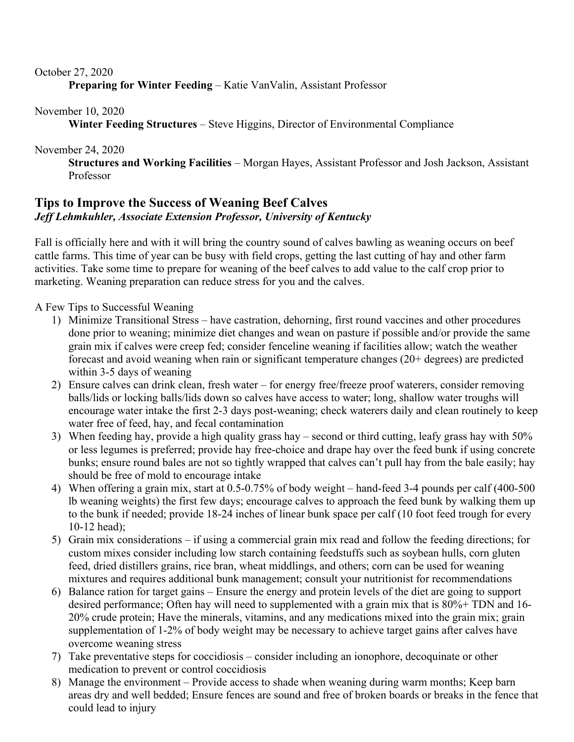October 27, 2020

**Preparing for Winter Feeding** – Katie VanValin, Assistant Professor

November 10, 2020

**Winter Feeding Structures** – Steve Higgins, Director of Environmental Compliance

November 24, 2020

**Structures and Working Facilities** – Morgan Hayes, Assistant Professor and Josh Jackson, Assistant Professor

## Tips to Improve the Success of Weaning Beef Calves

***Jeff Lehmkuhler, Associate Extension Professor, University of Kentucky***

Fall is officially here and with it will bring the country sound of calves bawling as weaning occurs on beef cattle farms. This time of year can be busy with field crops, getting the last cutting of hay and other farm activities. Take some time to prepare for weaning of the beef calves to add value to the calf crop prior to marketing. Weaning preparation can reduce stress for you and the calves.

A Few Tips to Successful Weaning

1) Minimize Transitional Stress – have castration, dehorning, first round vaccines and other procedures done prior to weaning; minimize diet changes and wean on pasture if possible and/or provide the same grain mix if calves were creep fed; consider fenceline weaning if facilities allow; watch the weather forecast and avoid weaning when rain or significant temperature changes (20+ degrees) are predicted within 3-5 days of weaning
2) Ensure calves can drink clean, fresh water – for energy free/freeze proof waterers, consider removing balls/lids or locking balls/lids down so calves have access to water; long, shallow water troughs will encourage water intake the first 2-3 days post-weaning; check waterers daily and clean routinely to keep water free of feed, hay, and fecal contamination
3) When feeding hay, provide a high quality grass hay – second or third cutting, leafy grass hay with 50% or less legumes is preferred; provide hay free-choice and drape hay over the feed bunk if using concrete bunks; ensure round bales are not so tightly wrapped that calves can't pull hay from the bale easily; hay should be free of mold to encourage intake
4) When offering a grain mix, start at 0.5-0.75% of body weight – hand-feed 3-4 pounds per calf (400-500 lb weaning weights) the first few days; encourage calves to approach the feed bunk by walking them up to the bunk if needed; provide 18-24 inches of linear bunk space per calf (10 foot feed trough for every 10-12 head);
5) Grain mix considerations – if using a commercial grain mix read and follow the feeding directions; for custom mixes consider including low starch containing feedstuffs such as soybean hulls, corn gluten feed, dried distillers grains, rice bran, wheat middlings, and others; corn can be used for weaning mixtures and requires additional bunk management; consult your nutritionist for recommendations
6) Balance ration for target gains – Ensure the energy and protein levels of the diet are going to support desired performance; Often hay will need to supplemented with a grain mix that is 80%+ TDN and 16-20% crude protein; Have the minerals, vitamins, and any medications mixed into the grain mix; grain supplementation of 1-2% of body weight may be necessary to achieve target gains after calves have overcome weaning stress
7) Take preventative steps for coccidiosis – consider including an ionophore, decoquinate or other medication to prevent or control coccidiosis
8) Manage the environment – Provide access to shade when weaning during warm months; Keep barn areas dry and well bedded; Ensure fences are sound and free of broken boards or breaks in the fence that could lead to injury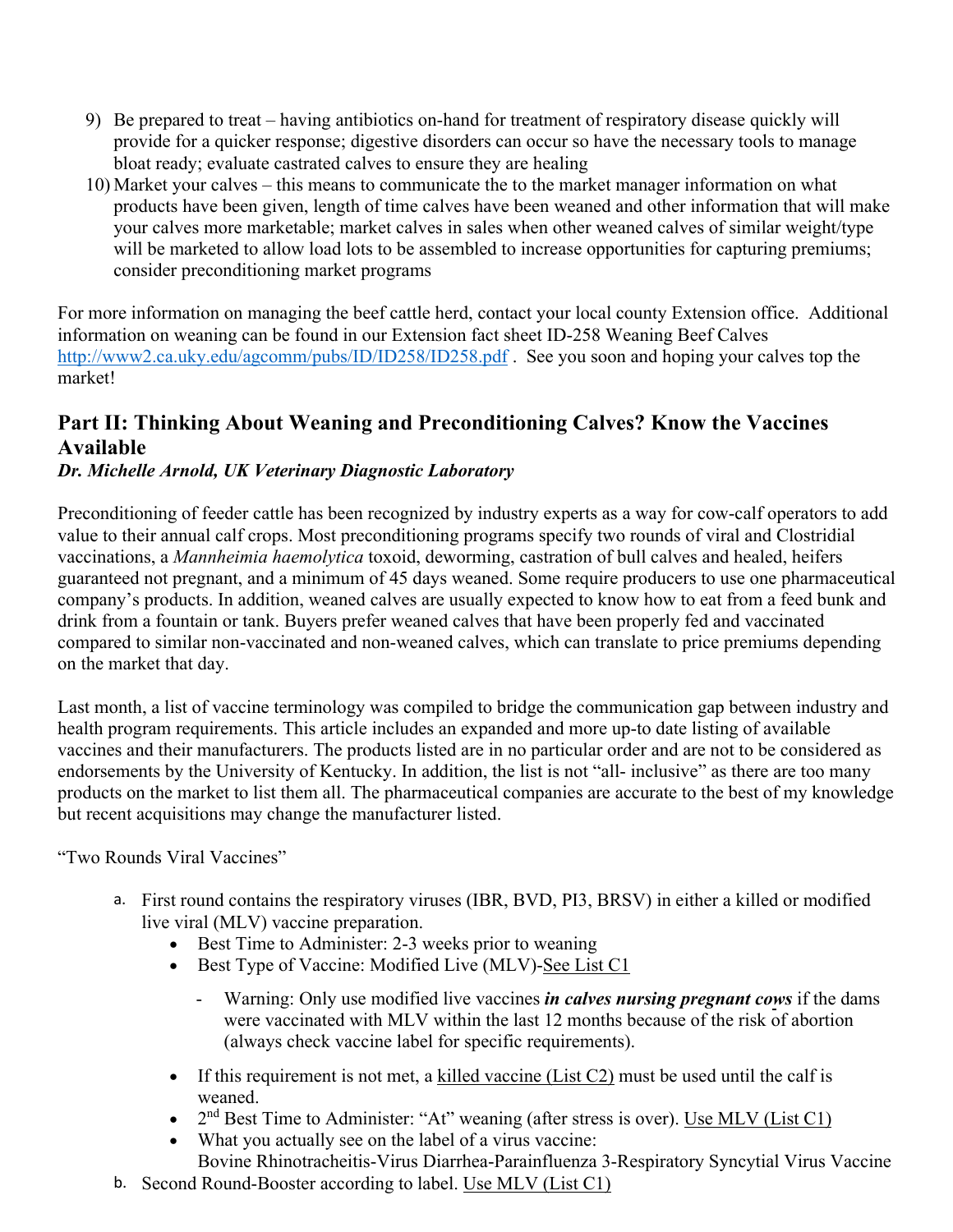9) Be prepared to treat – having antibiotics on-hand for treatment of respiratory disease quickly will provide for a quicker response; digestive disorders can occur so have the necessary tools to manage bloat ready; evaluate castrated calves to ensure they are healing
10) Market your calves – this means to communicate the to the market manager information on what products have been given, length of time calves have been weaned and other information that will make your calves more marketable; market calves in sales when other weaned calves of similar weight/type will be marketed to allow load lots to be assembled to increase opportunities for capturing premiums; consider preconditioning market programs

For more information on managing the beef cattle herd, contact your local county Extension office. Additional information on weaning can be found in our Extension fact sheet ID-258 Weaning Beef Calves http://www2.ca.uky.edu/agcomm/pubs/ID/ID258/ID258.pdf . See you soon and hoping your calves top the market!

## Part II: Thinking About Weaning and Preconditioning Calves? Know the Vaccines Available

***Dr. Michelle Arnold, UK Veterinary Diagnostic Laboratory***

Preconditioning of feeder cattle has been recognized by industry experts as a way for cow-calf operators to add value to their annual calf crops. Most preconditioning programs specify two rounds of viral and Clostridial vaccinations, a *Mannheimia haemolytica* toxoid, deworming, castration of bull calves and healed, heifers guaranteed not pregnant, and a minimum of 45 days weaned. Some require producers to use one pharmaceutical company's products. In addition, weaned calves are usually expected to know how to eat from a feed bunk and drink from a fountain or tank. Buyers prefer weaned calves that have been properly fed and vaccinated compared to similar non-vaccinated and non-weaned calves, which can translate to price premiums depending on the market that day.

Last month, a list of vaccine terminology was compiled to bridge the communication gap between industry and health program requirements. This article includes an expanded and more up-to date listing of available vaccines and their manufacturers. The products listed are in no particular order and are not to be considered as endorsements by the University of Kentucky. In addition, the list is not "all- inclusive" as there are too many products on the market to list them all. The pharmaceutical companies are accurate to the best of my knowledge but recent acquisitions may change the manufacturer listed.

"Two Rounds Viral Vaccines"

a. First round contains the respiratory viruses (IBR, BVD, PI3, BRSV) in either a killed or modified live viral (MLV) vaccine preparation.
    - Best Time to Administer: 2-3 weeks prior to weaning
    - Best Type of Vaccine: Modified Live (MLV)-See List C1
        - Warning: Only use modified live vaccines ***in calves nursing pregnant cows*** if the dams were vaccinated with MLV within the last 12 months because of the risk of abortion (always check vaccine label for specific requirements).
    - If this requirement is not met, a killed vaccine (List C2) must be used until the calf is weaned.
    - 2nd Best Time to Administer: "At" weaning (after stress is over). Use MLV (List C1)
    - What you actually see on the label of a virus vaccine:
      Bovine Rhinotracheitis-Virus Diarrhea-Parainfluenza 3-Respiratory Syncytial Virus Vaccine
b. Second Round-Booster according to label. Use MLV (List C1)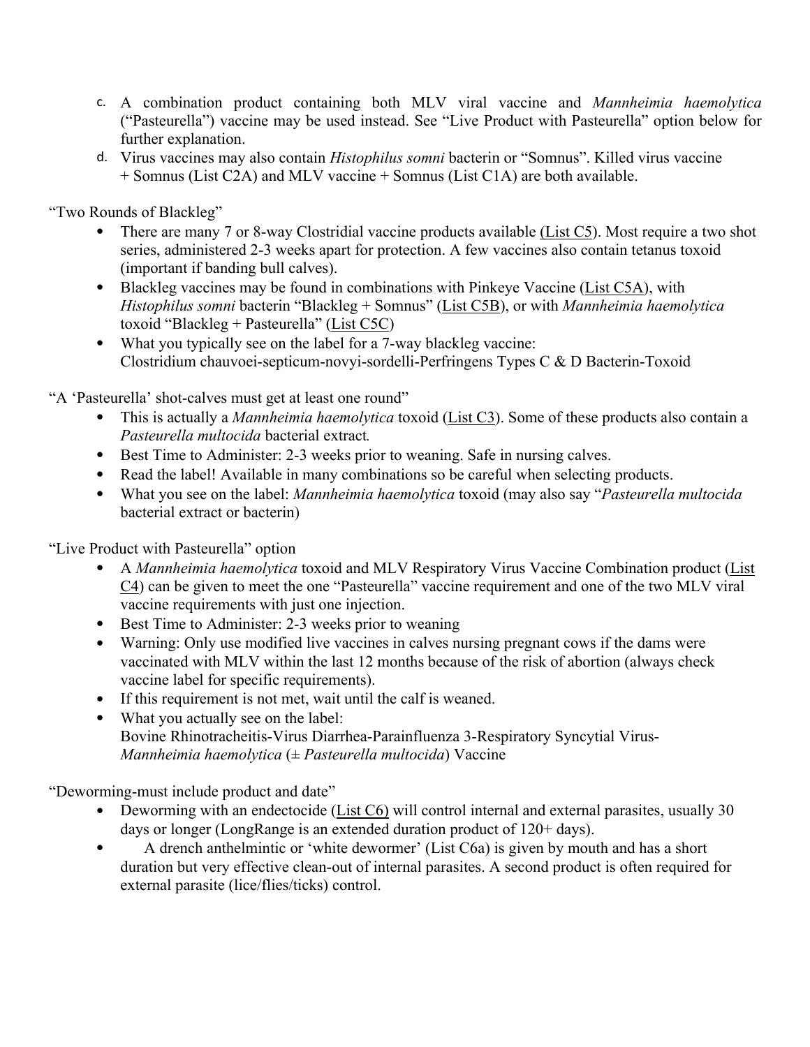c. A combination product containing both MLV viral vaccine and *Mannheimia haemolytica* ("Pasteurella") vaccine may be used instead. See "Live Product with Pasteurella" option below for further explanation.

d. Virus vaccines may also contain *Histophilus somni* bacterin or "Somnus". Killed virus vaccine + Somnus (List C2A) and MLV vaccine + Somnus (List C1A) are both available.

"Two Rounds of Blackleg"

- There are many 7 or 8-way Clostridial vaccine products available (List C5). Most require a two shot series, administered 2-3 weeks apart for protection. A few vaccines also contain tetanus toxoid (important if banding bull calves).
- Blackleg vaccines may be found in combinations with Pinkeye Vaccine (List C5A), with *Histophilus somni* bacterin "Blackleg + Somnus" (List C5B), or with *Mannheimia haemolytica* toxoid "Blackleg + Pasteurella" (List C5C)
- What you typically see on the label for a 7-way blackleg vaccine: Clostridium chauvoei-septicum-novyi-sordelli-Perfringens Types C & D Bacterin-Toxoid

"A 'Pasteurella' shot-calves must get at least one round"

- This is actually a *Mannheimia haemolytica* toxoid (List C3). Some of these products also contain a *Pasteurella multocida* bacterial extract.
- Best Time to Administer: 2-3 weeks prior to weaning. Safe in nursing calves.
- Read the label! Available in many combinations so be careful when selecting products.
- What you see on the label: *Mannheimia haemolytica* toxoid (may also say "*Pasteurella multocida* bacterial extract or bacterin)

"Live Product with Pasteurella" option

- A *Mannheimia haemolytica* toxoid and MLV Respiratory Virus Vaccine Combination product (List C4) can be given to meet the one "Pasteurella" vaccine requirement and one of the two MLV viral vaccine requirements with just one injection.
- Best Time to Administer: 2-3 weeks prior to weaning
- Warning: Only use modified live vaccines in calves nursing pregnant cows if the dams were vaccinated with MLV within the last 12 months because of the risk of abortion (always check vaccine label for specific requirements).
- If this requirement is not met, wait until the calf is weaned.
- What you actually see on the label: Bovine Rhinotracheitis-Virus Diarrhea-Parainfluenza 3-Respiratory Syncytial Virus-*Mannheimia haemolytica* (± *Pasteurella multocida*) Vaccine

"Deworming-must include product and date"

- Deworming with an endectocide (List C6) will control internal and external parasites, usually 30 days or longer (LongRange is an extended duration product of 120+ days).
- A drench anthelmintic or 'white dewormer' (List C6a) is given by mouth and has a short duration but very effective clean-out of internal parasites. A second product is often required for external parasite (lice/flies/ticks) control.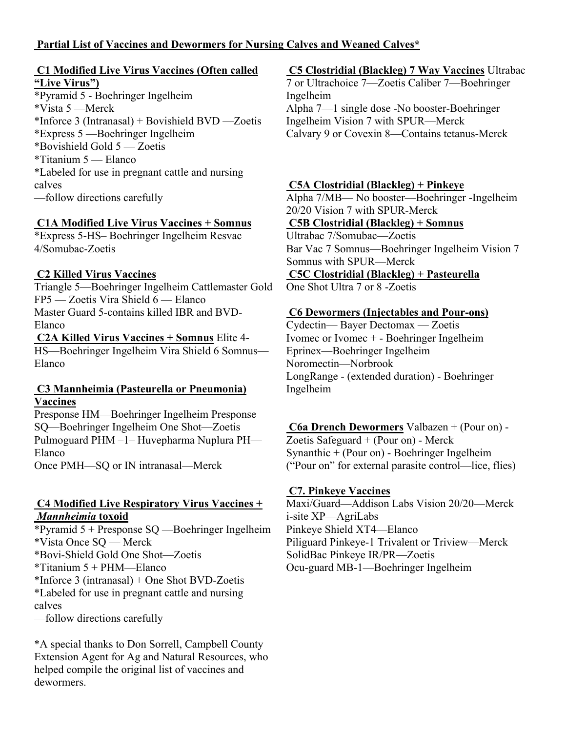## Partial List of Vaccines and Dewormers for Nursing Calves and Weaned Calves*

### C1 Modified Live Virus Vaccines (Often called "Live Virus")

*Pyramid 5 - Boehringer Ingelheim
*Vista 5 —Merck
*Inforce 3 (Intranasal) + Bovishield BVD —Zoetis
*Express 5 —Boehringer Ingelheim
*Bovishield Gold 5 — Zoetis
*Titanium 5 — Elanco
*Labeled for use in pregnant cattle and nursing calves
—follow directions carefully

### C1A Modified Live Virus Vaccines + Somnus

*Express 5-HS– Boehringer Ingelheim
Resvac 4/Somubac-Zoetis

### C2 Killed Virus Vaccines

Triangle 5—Boehringer Ingelheim
Cattlemaster Gold FP5 — Zoetis
Vira Shield 6 — Elanco
Master Guard 5-contains killed IBR and BVD-Elanco

### C2A Killed Virus Vaccines + Somnus

Elite 4-HS—Boehringer Ingelheim
Vira Shield 6 Somnus—Elanco

### C3 Mannheimia (Pasteurella or Pneumonia) Vaccines

Presponse HM—Boehringer Ingelheim
Presponse SQ—Boehringer Ingelheim
One Shot—Zoetis
Pulmoguard PHM –1– Huvepharma
Nuplura PH—Elanco
Once PMH—SQ or IN intranasal—Merck

### C4 Modified Live Respiratory Virus Vaccines + *Mannheimia* toxoid

*Pyramid 5 + Presponse SQ —Boehringer Ingelheim
*Vista Once SQ — Merck
*Bovi-Shield Gold One Shot—Zoetis
*Titanium 5 + PHM—Elanco
*Inforce 3 (intranasal) + One Shot BVD-Zoetis
*Labeled for use in pregnant cattle and nursing calves
—follow directions carefully

*A special thanks to Don Sorrell, Campbell County Extension Agent for Ag and Natural Resources, who helped compile the original list of vaccines and dewormers.

### C5 Clostridial (Blackleg) 7 Way Vaccines

Ultrabac 7 or Ultrachoice 7—Zoetis
Caliber 7—Boehringer Ingelheim
Alpha 7—1 single dose -No booster-Boehringer Ingelheim
Vision 7 with SPUR—Merck
Calvary 9 or Covexin 8—Contains tetanus-Merck

### C5A Clostridial (Blackleg) + Pinkeye

Alpha 7/MB— No booster—Boehringer -Ingelheim
20/20 Vision 7 with SPUR-Merck

### C5B Clostridial (Blackleg) + Somnus

Ultrabac 7/Somubac—Zoetis
Bar Vac 7 Somnus—Boehringer Ingelheim
Vision 7 Somnus with SPUR—Merck

### C5C Clostridial (Blackleg) + Pasteurella

One Shot Ultra 7 or 8 -Zoetis

### C6 Dewormers (Injectables and Pour-ons)

Cydectin— Bayer
Dectomax — Zoetis
Ivomec or Ivomec + - Boehringer Ingelheim
Eprinex—Boehringer Ingelheim
Noromectin—Norbrook
LongRange - (extended duration) - Boehringer Ingelheim

### C6a Drench Dewormers

Valbazen + (Pour on) - Zoetis
Safeguard + (Pour on) - Merck
Synanthic + (Pour on) - Boehringer Ingelheim
("Pour on" for external parasite control—lice, flies)

### C7. Pinkeye Vaccines

Maxi/Guard—Addison Labs
Vision 20/20—Merck
i-site XP—AgriLabs
Pinkeye Shield XT4—Elanco
Piliguard Pinkeye-1 Trivalent or Triview—Merck
SolidBac Pinkeye IR/PR—Zoetis
Ocu-guard MB-1—Boehringer Ingelheim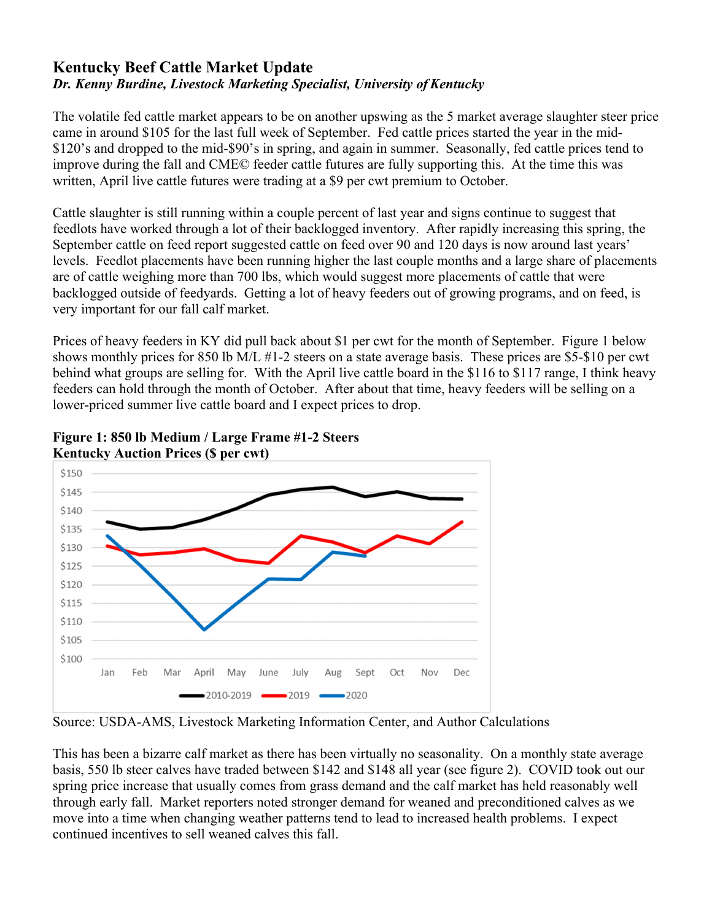## Kentucky Beef Cattle Market Update

***Dr. Kenny Burdine, Livestock Marketing Specialist, University of Kentucky***

The volatile fed cattle market appears to be on another upswing as the 5 market average slaughter steer price came in around $105 for the last full week of September. Fed cattle prices started the year in the mid-$120's and dropped to the mid-$90's in spring, and again in summer. Seasonally, fed cattle prices tend to improve during the fall and CME© feeder cattle futures are fully supporting this. At the time this was written, April live cattle futures were trading at a $9 per cwt premium to October.

Cattle slaughter is still running within a couple percent of last year and signs continue to suggest that feedlots have worked through a lot of their backlogged inventory. After rapidly increasing this spring, the September cattle on feed report suggested cattle on feed over 90 and 120 days is now around last years' levels. Feedlot placements have been running higher the last couple months and a large share of placements are of cattle weighing more than 700 lbs, which would suggest more placements of cattle that were backlogged outside of feedyards. Getting a lot of heavy feeders out of growing programs, and on feed, is very important for our fall calf market.

Prices of heavy feeders in KY did pull back about $1 per cwt for the month of September. Figure 1 below shows monthly prices for 850 lb M/L #1-2 steers on a state average basis. These prices are $5-$10 per cwt behind what groups are selling for. With the April live cattle board in the $116 to $117 range, I think heavy feeders can hold through the month of October. After about that time, heavy feeders will be selling on a lower-priced summer live cattle board and I expect prices to drop.

**Figure 1: 850 lb Medium / Large Frame #1-2 Steers**
**Kentucky Auction Prices ($ per cwt)**

Source: USDA-AMS, Livestock Marketing Information Center, and Author Calculations

This has been a bizarre calf market as there has been virtually no seasonality. On a monthly state average basis, 550 lb steer calves have traded between $142 and $148 all year (see figure 2). COVID took out our spring price increase that usually comes from grass demand and the calf market has held reasonably well through early fall. Market reporters noted stronger demand for weaned and preconditioned calves as we move into a time when changing weather patterns tend to lead to increased health problems. I expect continued incentives to sell weaned calves this fall.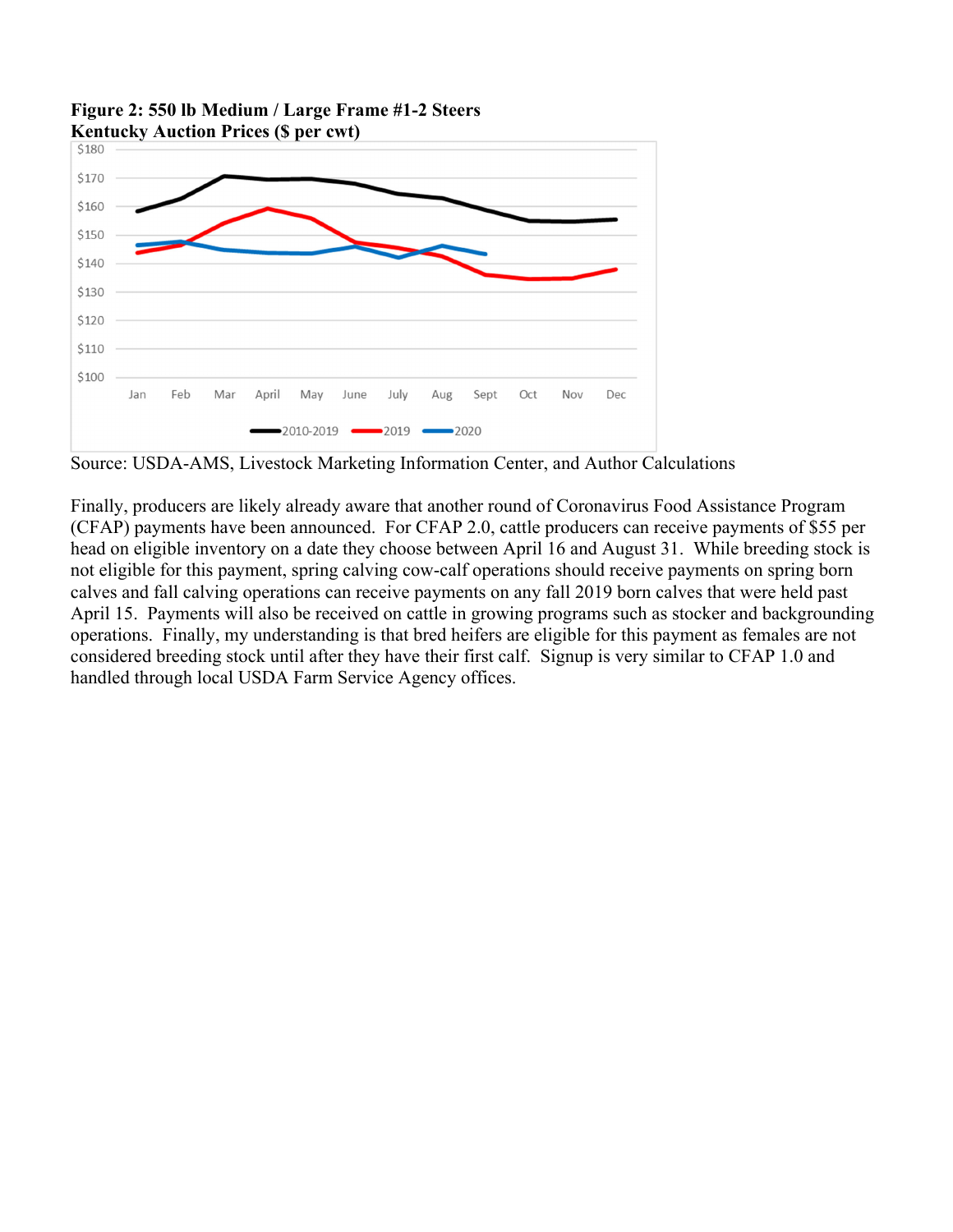**Figure 2: 550 lb Medium / Large Frame #1-2 Steers**
**Kentucky Auction Prices ($ per cwt)**

$180
$170
$160
$150
$140
$130
$120
$110
$100

Jan Feb Mar April May June July Aug Sept Oct Nov Dec

2010-2019 2019 2020

Source: USDA-AMS, Livestock Marketing Information Center, and Author Calculations

Finally, producers are likely already aware that another round of Coronavirus Food Assistance Program (CFAP) payments have been announced. For CFAP 2.0, cattle producers can receive payments of $55 per head on eligible inventory on a date they choose between April 16 and August 31. While breeding stock is not eligible for this payment, spring calving cow-calf operations should receive payments on spring born calves and fall calving operations can receive payments on any fall 2019 born calves that were held past April 15. Payments will also be received on cattle in growing programs such as stocker and backgrounding operations. Finally, my understanding is that bred heifers are eligible for this payment as females are not considered breeding stock until after they have their first calf. Signup is very similar to CFAP 1.0 and handled through local USDA Farm Service Agency offices.